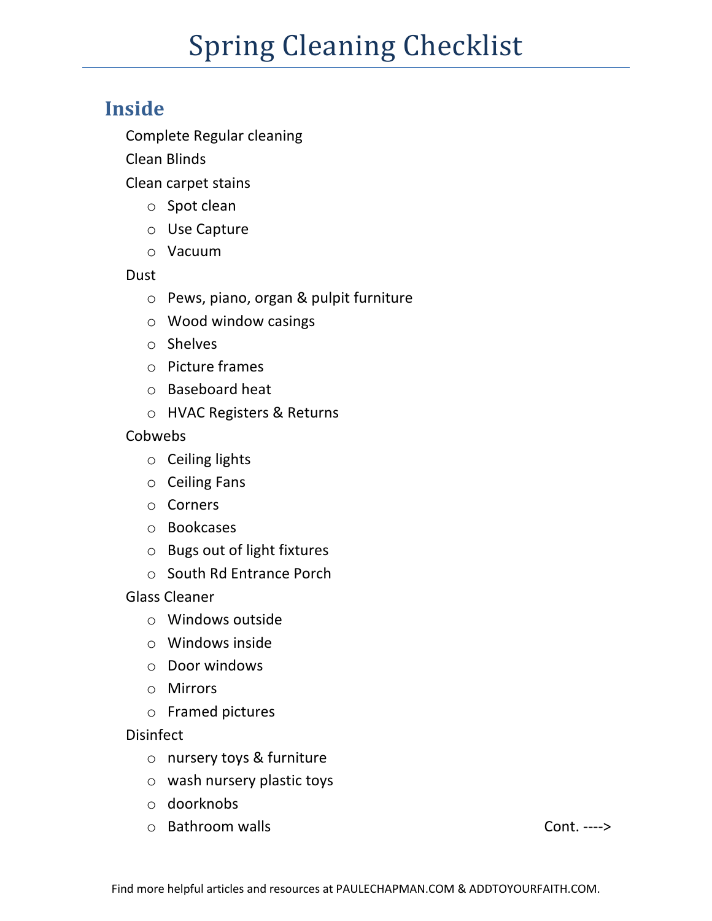# Spring Cleaning Checklist

## Inside

Complete Regular cleaning

Clean Blinds

Clean carpet stains

- Spot clean
- Use Capture
- Vacuum

Dust

- Pews, piano, organ & pulpit furniture
- Wood window casings
- Shelves
- Picture frames
- Baseboard heat
- HVAC Registers & Returns

Cobwebs

- Ceiling lights
- Ceiling Fans
- Corners
- Bookcases
- Bugs out of light fixtures
- South Rd Entrance Porch

Glass Cleaner

- Windows outside
- Windows inside
- Door windows
- Mirrors
- Framed pictures

Disinfect

- nursery toys & furniture
- wash nursery plastic toys
- doorknobs
- Bathroom walls

Cont. ---->

Find more helpful articles and resources at PAULECHAPMAN.COM & ADDTOYOURFAITH.COM.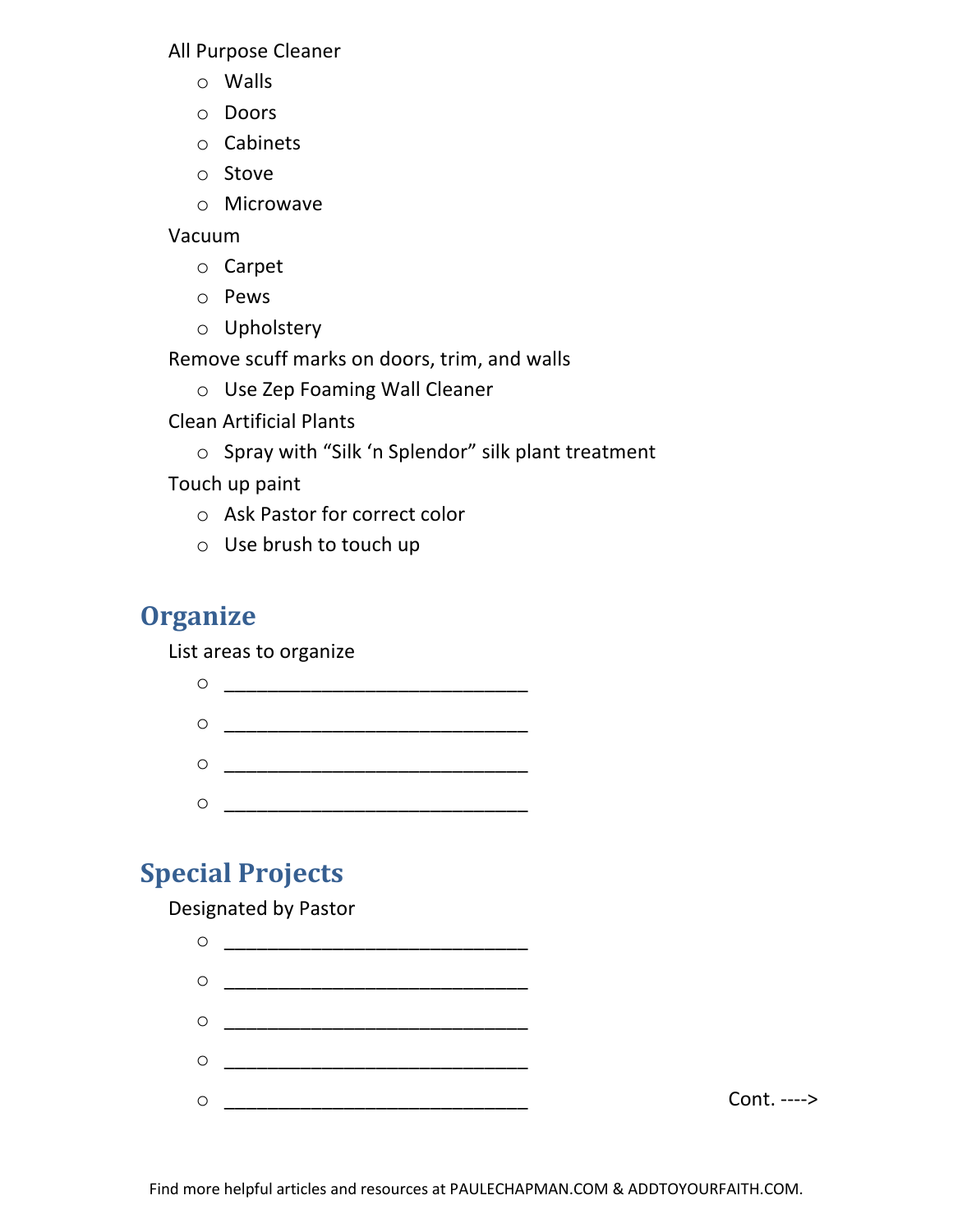All Purpose Cleaner

- Walls
- Doors
- Cabinets
- Stove
- Microwave

Vacuum

- Carpet
- Pews
- Upholstery

Remove scuff marks on doors, trim, and walls

- Use Zep Foaming Wall Cleaner

Clean Artificial Plants

- Spray with "Silk 'n Splendor" silk plant treatment

Touch up paint

- Ask Pastor for correct color
- Use brush to touch up

## Organize

List areas to organize

- ______________________________
- ______________________________
- ______________________________
- ______________________________

## Special Projects

Designated by Pastor

- ______________________________
- ______________________________
- ______________________________
- ______________________________
- ______________________________

Cont. ---->

Find more helpful articles and resources at PAULECHAPMAN.COM & ADDTOYOURFAITH.COM.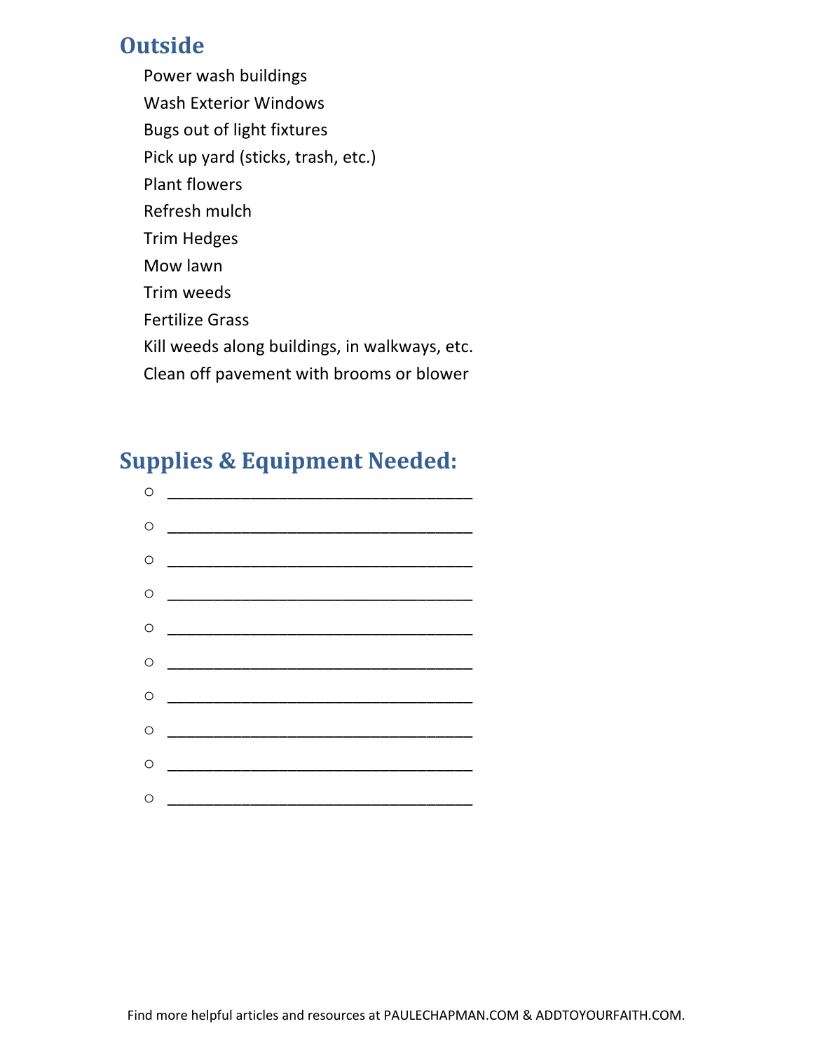## Outside

Power wash buildings
Wash Exterior Windows
Bugs out of light fixtures
Pick up yard (sticks, trash, etc.)
Plant flowers
Refresh mulch
Trim Hedges
Mow lawn
Trim weeds
Fertilize Grass
Kill weeds along buildings, in walkways, etc.
Clean off pavement with brooms or blower

## Supplies & Equipment Needed:

- ___________________________________
- ___________________________________
- ___________________________________
- ___________________________________
- ___________________________________
- ___________________________________
- ___________________________________
- ___________________________________
- ___________________________________
- ___________________________________

Find more helpful articles and resources at PAULECHAPMAN.COM & ADDTOYOURFAITH.COM.